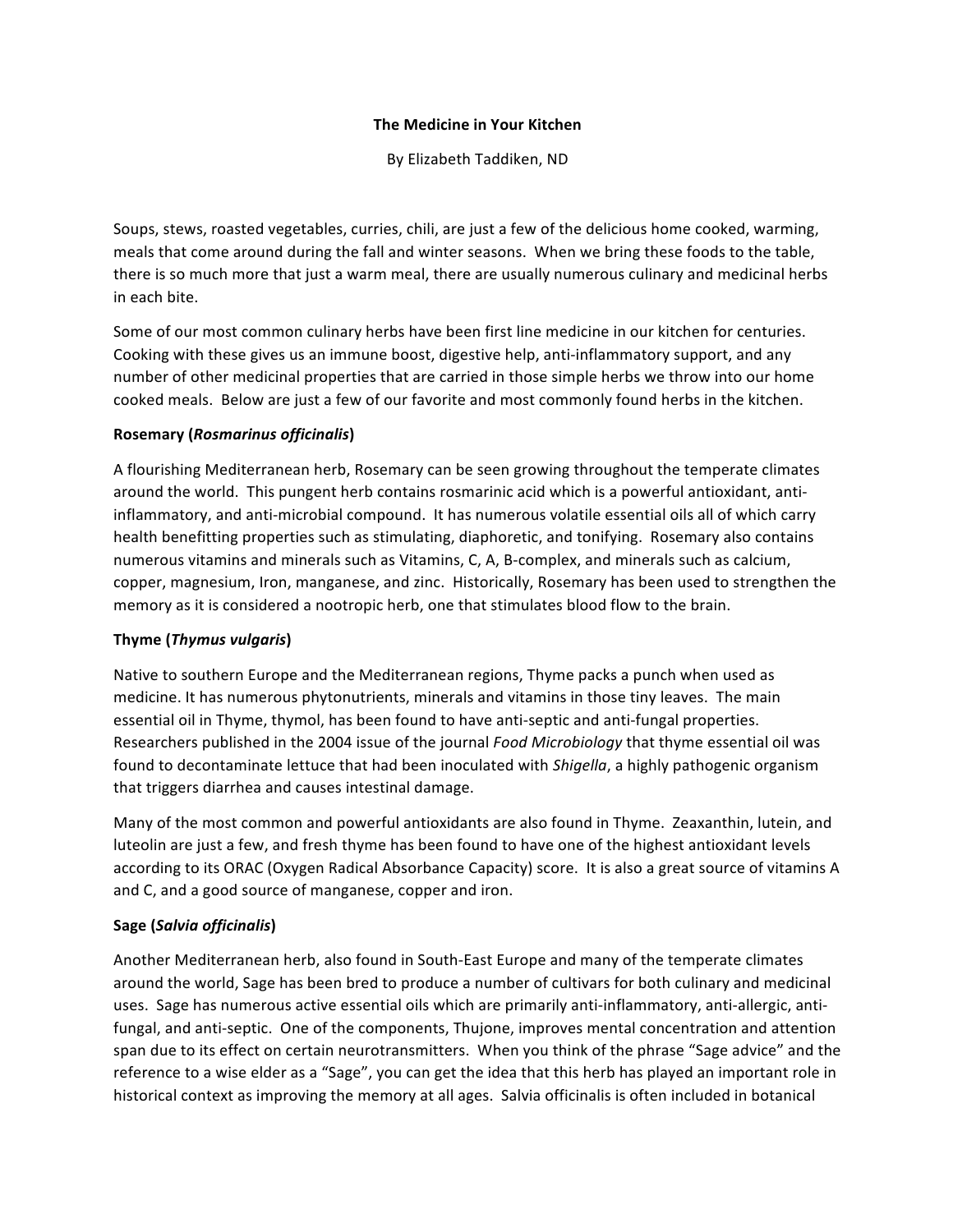# The Medicine in Your Kitchen

By Elizabeth Taddiken, ND

Soups, stews, roasted vegetables, curries, chili, are just a few of the delicious home cooked, warming, meals that come around during the fall and winter seasons. When we bring these foods to the table, there is so much more that just a warm meal, there are usually numerous culinary and medicinal herbs in each bite.

Some of our most common culinary herbs have been first line medicine in our kitchen for centuries. Cooking with these gives us an immune boost, digestive help, anti-inflammatory support, and any number of other medicinal properties that are carried in those simple herbs we throw into our home cooked meals. Below are just a few of our favorite and most commonly found herbs in the kitchen.

**Rosemary (*Rosmarinus officinalis*)**

A flourishing Mediterranean herb, Rosemary can be seen growing throughout the temperate climates around the world. This pungent herb contains rosmarinic acid which is a powerful antioxidant, anti-inflammatory, and anti-microbial compound. It has numerous volatile essential oils all of which carry health benefitting properties such as stimulating, diaphoretic, and tonifying. Rosemary also contains numerous vitamins and minerals such as Vitamins, C, A, B-complex, and minerals such as calcium, copper, magnesium, Iron, manganese, and zinc. Historically, Rosemary has been used to strengthen the memory as it is considered a nootropic herb, one that stimulates blood flow to the brain.

**Thyme (*Thymus vulgaris*)**

Native to southern Europe and the Mediterranean regions, Thyme packs a punch when used as medicine. It has numerous phytonutrients, minerals and vitamins in those tiny leaves. The main essential oil in Thyme, thymol, has been found to have anti-septic and anti-fungal properties. Researchers published in the 2004 issue of the journal *Food Microbiology* that thyme essential oil was found to decontaminate lettuce that had been inoculated with *Shigella*, a highly pathogenic organism that triggers diarrhea and causes intestinal damage.

Many of the most common and powerful antioxidants are also found in Thyme. Zeaxanthin, lutein, and luteolin are just a few, and fresh thyme has been found to have one of the highest antioxidant levels according to its ORAC (Oxygen Radical Absorbance Capacity) score. It is also a great source of vitamins A and C, and a good source of manganese, copper and iron.

**Sage (*Salvia officinalis*)**

Another Mediterranean herb, also found in South-East Europe and many of the temperate climates around the world, Sage has been bred to produce a number of cultivars for both culinary and medicinal uses. Sage has numerous active essential oils which are primarily anti-inflammatory, anti-allergic, anti-fungal, and anti-septic. One of the components, Thujone, improves mental concentration and attention span due to its effect on certain neurotransmitters. When you think of the phrase "Sage advice" and the reference to a wise elder as a "Sage", you can get the idea that this herb has played an important role in historical context as improving the memory at all ages. Salvia officinalis is often included in botanical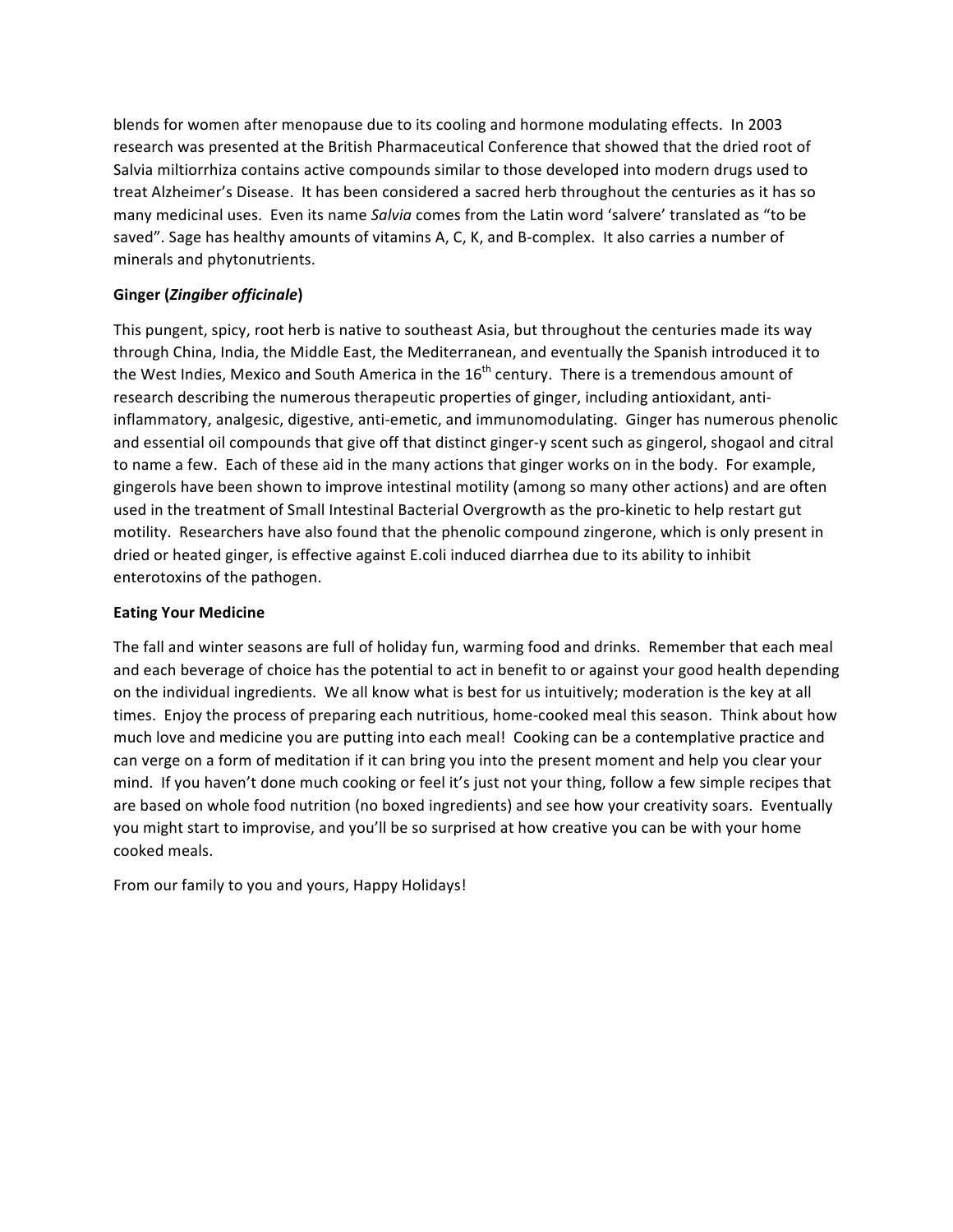blends for women after menopause due to its cooling and hormone modulating effects. In 2003 research was presented at the British Pharmaceutical Conference that showed that the dried root of Salvia miltiorrhiza contains active compounds similar to those developed into modern drugs used to treat Alzheimer's Disease. It has been considered a sacred herb throughout the centuries as it has so many medicinal uses. Even its name *Salvia* comes from the Latin word 'salvere' translated as "to be saved". Sage has healthy amounts of vitamins A, C, K, and B-complex. It also carries a number of minerals and phytonutrients.

**Ginger (*Zingiber officinale*)**

This pungent, spicy, root herb is native to southeast Asia, but throughout the centuries made its way through China, India, the Middle East, the Mediterranean, and eventually the Spanish introduced it to the West Indies, Mexico and South America in the 16th century. There is a tremendous amount of research describing the numerous therapeutic properties of ginger, including antioxidant, anti-inflammatory, analgesic, digestive, anti-emetic, and immunomodulating. Ginger has numerous phenolic and essential oil compounds that give off that distinct ginger-y scent such as gingerol, shogaol and citral to name a few. Each of these aid in the many actions that ginger works on in the body. For example, gingerols have been shown to improve intestinal motility (among so many other actions) and are often used in the treatment of Small Intestinal Bacterial Overgrowth as the pro-kinetic to help restart gut motility. Researchers have also found that the phenolic compound zingerone, which is only present in dried or heated ginger, is effective against E.coli induced diarrhea due to its ability to inhibit enterotoxins of the pathogen.

**Eating Your Medicine**

The fall and winter seasons are full of holiday fun, warming food and drinks. Remember that each meal and each beverage of choice has the potential to act in benefit to or against your good health depending on the individual ingredients. We all know what is best for us intuitively; moderation is the key at all times. Enjoy the process of preparing each nutritious, home-cooked meal this season. Think about how much love and medicine you are putting into each meal! Cooking can be a contemplative practice and can verge on a form of meditation if it can bring you into the present moment and help you clear your mind. If you haven't done much cooking or feel it's just not your thing, follow a few simple recipes that are based on whole food nutrition (no boxed ingredients) and see how your creativity soars. Eventually you might start to improvise, and you'll be so surprised at how creative you can be with your home cooked meals.

From our family to you and yours, Happy Holidays!